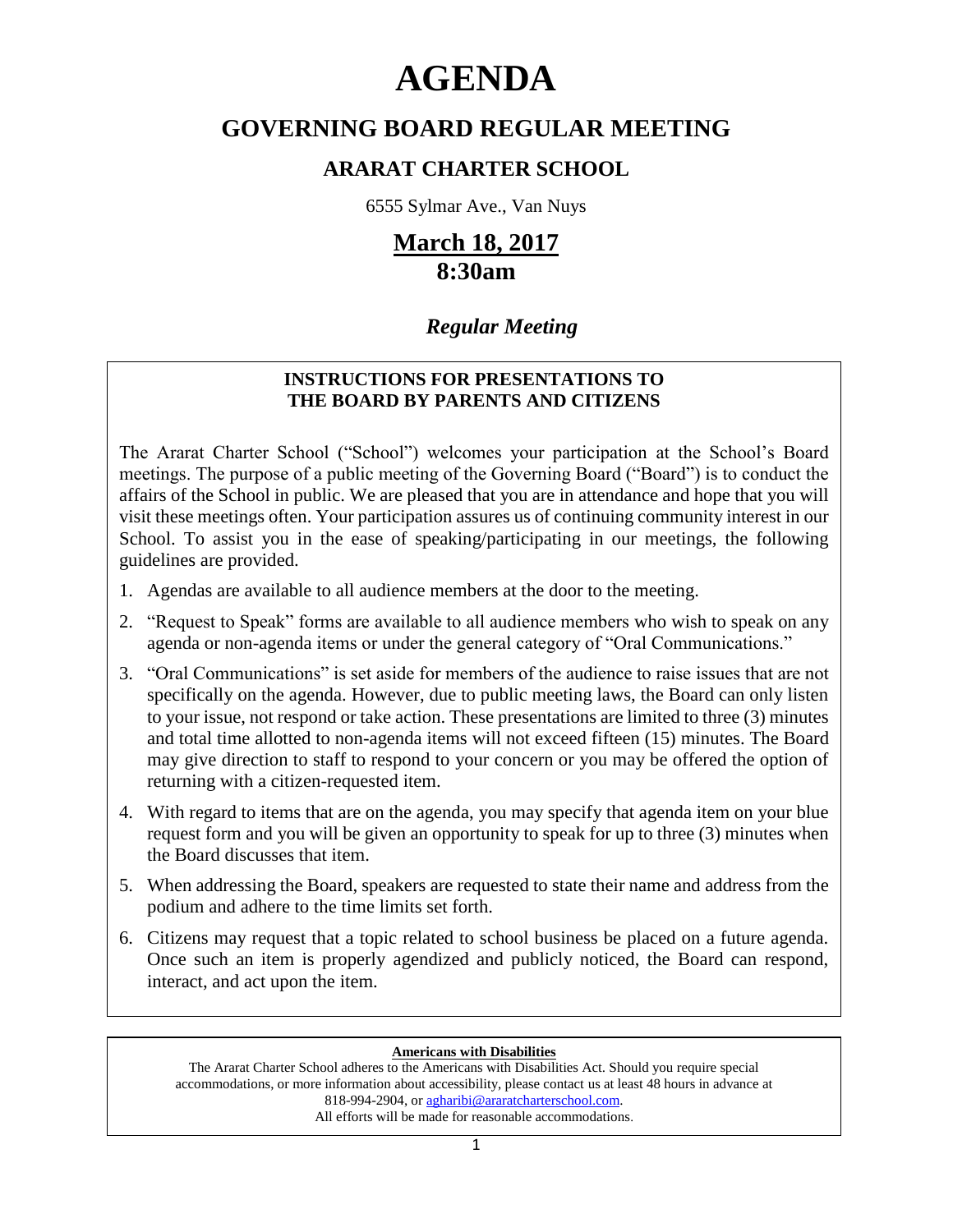# AGENDA

## GOVERNING BOARD REGULAR MEETING

### ARARAT CHARTER SCHOOL

6555 Sylmar Ave., Van Nuys

## March 18, 2017
## 8:30am

### *Regular Meeting*

**INSTRUCTIONS FOR PRESENTATIONS TO THE BOARD BY PARENTS AND CITIZENS**

The Ararat Charter School ("School") welcomes your participation at the School's Board meetings. The purpose of a public meeting of the Governing Board ("Board") is to conduct the affairs of the School in public. We are pleased that you are in attendance and hope that you will visit these meetings often. Your participation assures us of continuing community interest in our School. To assist you in the ease of speaking/participating in our meetings, the following guidelines are provided.

1. Agendas are available to all audience members at the door to the meeting.
2. "Request to Speak" forms are available to all audience members who wish to speak on any agenda or non-agenda items or under the general category of "Oral Communications."
3. "Oral Communications" is set aside for members of the audience to raise issues that are not specifically on the agenda. However, due to public meeting laws, the Board can only listen to your issue, not respond or take action. These presentations are limited to three (3) minutes and total time allotted to non-agenda items will not exceed fifteen (15) minutes. The Board may give direction to staff to respond to your concern or you may be offered the option of returning with a citizen-requested item.
4. With regard to items that are on the agenda, you may specify that agenda item on your blue request form and you will be given an opportunity to speak for up to three (3) minutes when the Board discusses that item.
5. When addressing the Board, speakers are requested to state their name and address from the podium and adhere to the time limits set forth.
6. Citizens may request that a topic related to school business be placed on a future agenda. Once such an item is properly agendized and publicly noticed, the Board can respond, interact, and act upon the item.

**Americans with Disabilities**

The Ararat Charter School adheres to the Americans with Disabilities Act. Should you require special accommodations, or more information about accessibility, please contact us at least 48 hours in advance at 818-994-2904, or agharibi@araratcharterschool.com.
All efforts will be made for reasonable accommodations.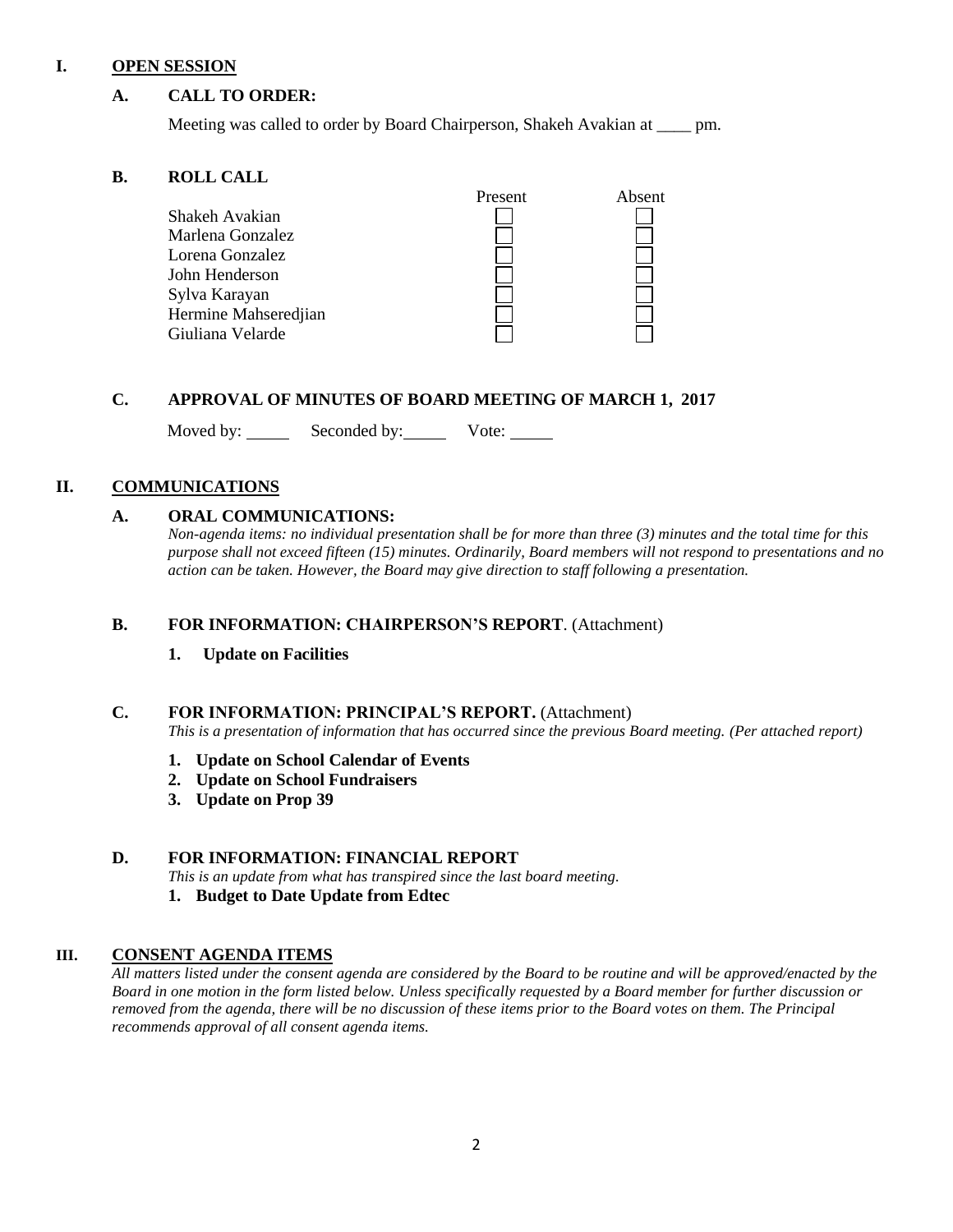# I. OPEN SESSION

## A. CALL TO ORDER:

Meeting was called to order by Board Chairperson, Shakeh Avakian at ____ pm.

## B. ROLL CALL

| | Present | Absent |
|---|---|---|
| Shakeh Avakian | ☐ | ☐ |
| Marlena Gonzalez | ☐ | ☐ |
| Lorena Gonzalez | ☐ | ☐ |
| John Henderson | ☐ | ☐ |
| Sylva Karayan | ☐ | ☐ |
| Hermine Mahseredjian | ☐ | ☐ |
| Giuliana Velarde | ☐ | ☐ |

## C. APPROVAL OF MINUTES OF BOARD MEETING OF MARCH 1, 2017

Moved by: _____ Seconded by: _____ Vote: _____

# II. COMMUNICATIONS

## A. ORAL COMMUNICATIONS:

*Non-agenda items: no individual presentation shall be for more than three (3) minutes and the total time for this purpose shall not exceed fifteen (15) minutes. Ordinarily, Board members will not respond to presentations and no action can be taken. However, the Board may give direction to staff following a presentation.*

## B. FOR INFORMATION: CHAIRPERSON'S REPORT. (Attachment)

1. **Update on Facilities**

## C. FOR INFORMATION: PRINCIPAL'S REPORT. (Attachment)

*This is a presentation of information that has occurred since the previous Board meeting. (Per attached report)*

1. **Update on School Calendar of Events**
2. **Update on School Fundraisers**
3. **Update on Prop 39**

## D. FOR INFORMATION: FINANCIAL REPORT

*This is an update from what has transpired since the last board meeting.*

1. **Budget to Date Update from Edtec**

# III. CONSENT AGENDA ITEMS

*All matters listed under the consent agenda are considered by the Board to be routine and will be approved/enacted by the Board in one motion in the form listed below. Unless specifically requested by a Board member for further discussion or removed from the agenda, there will be no discussion of these items prior to the Board votes on them. The Principal recommends approval of all consent agenda items.*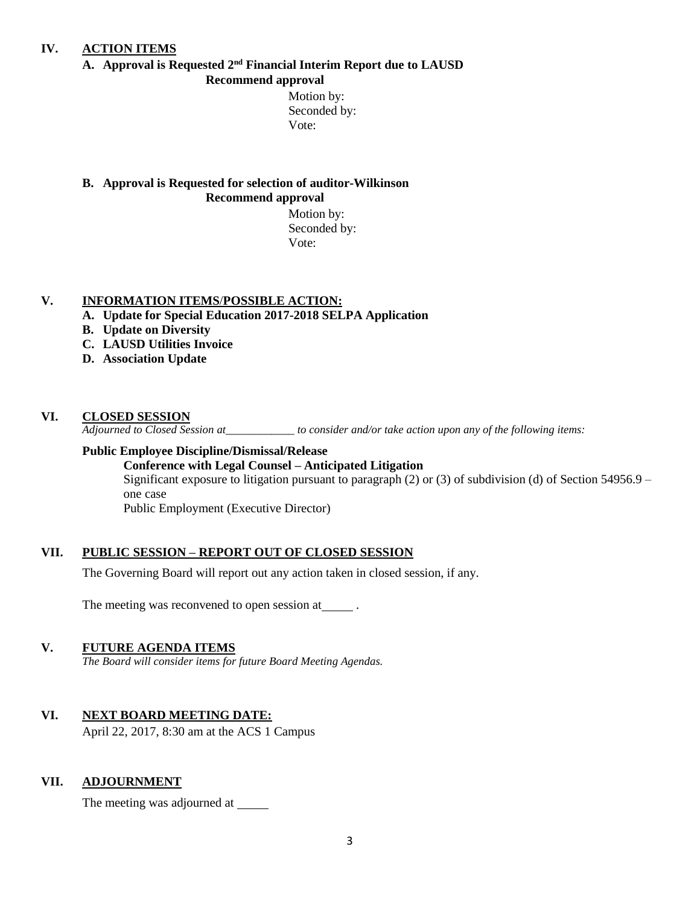## IV. ACTION ITEMS

**A. Approval is Requested 2nd Financial Interim Report due to LAUSD**

**Recommend approval**

Motion by:
Seconded by:
Vote:

**B. Approval is Requested for selection of auditor-Wilkinson**

**Recommend approval**

Motion by:
Seconded by:
Vote:

## V. INFORMATION ITEMS/POSSIBLE ACTION:

- **A. Update for Special Education 2017-2018 SELPA Application**
- **B. Update on Diversity**
- **C. LAUSD Utilities Invoice**
- **D. Association Update**

## VI. CLOSED SESSION

*Adjourned to Closed Session at____________ to consider and/or take action upon any of the following items:*

**Public Employee Discipline/Dismissal/Release**

**Conference with Legal Counsel – Anticipated Litigation**

Significant exposure to litigation pursuant to paragraph (2) or (3) of subdivision (d) of Section 54956.9 – one case

Public Employment (Executive Director)

## VII. PUBLIC SESSION – REPORT OUT OF CLOSED SESSION

The Governing Board will report out any action taken in closed session, if any.

The meeting was reconvened to open session at_____ .

## V. FUTURE AGENDA ITEMS

*The Board will consider items for future Board Meeting Agendas.*

## VI. NEXT BOARD MEETING DATE:

April 22, 2017, 8:30 am at the ACS 1 Campus

## VII. ADJOURNMENT

The meeting was adjourned at _____